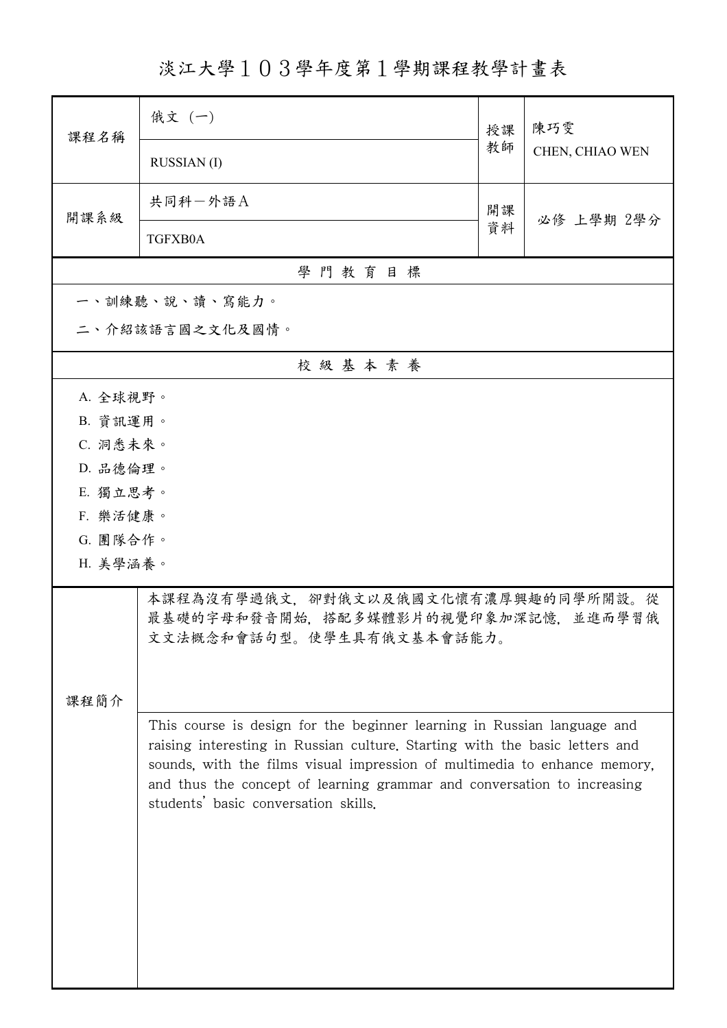# 淡江大學１０３學年度第１學期課程教學計畫表

| 課程名稱 | 俄文（一） | 授課教師 | 陳巧雯 |
|---|---|---|---|
| | RUSSIAN (I) | | CHEN, CHIAO WEN |
| 開課系級 | 共同科－外語Ａ | 開課資料 | 必修 上學期 2學分 |
| | TGFXB0A | | |

## 學 門 教 育 目 標

一、訓練聽、說、讀、寫能力。

二、介紹該語言國之文化及國情。

## 校 級 基 本 素 養

A. 全球視野。

B. 資訊運用。

C. 洞悉未來。

D. 品德倫理。

E. 獨立思考。

F. 樂活健康。

G. 團隊合作。

H. 美學涵養。

## 課程簡介

本課程為沒有學過俄文，卻對俄文以及俄國文化懷有濃厚興趣的同學所開設。從最基礎的字母和發音開始，搭配多媒體影片的視覺印象加深記憶，並進而學習俄文文法概念和會話句型。使學生具有俄文基本會話能力。

This course is design for the beginner learning in Russian language and raising interesting in Russian culture. Starting with the basic letters and sounds, with the films visual impression of multimedia to enhance memory, and thus the concept of learning grammar and conversation to increasing students' basic conversation skills.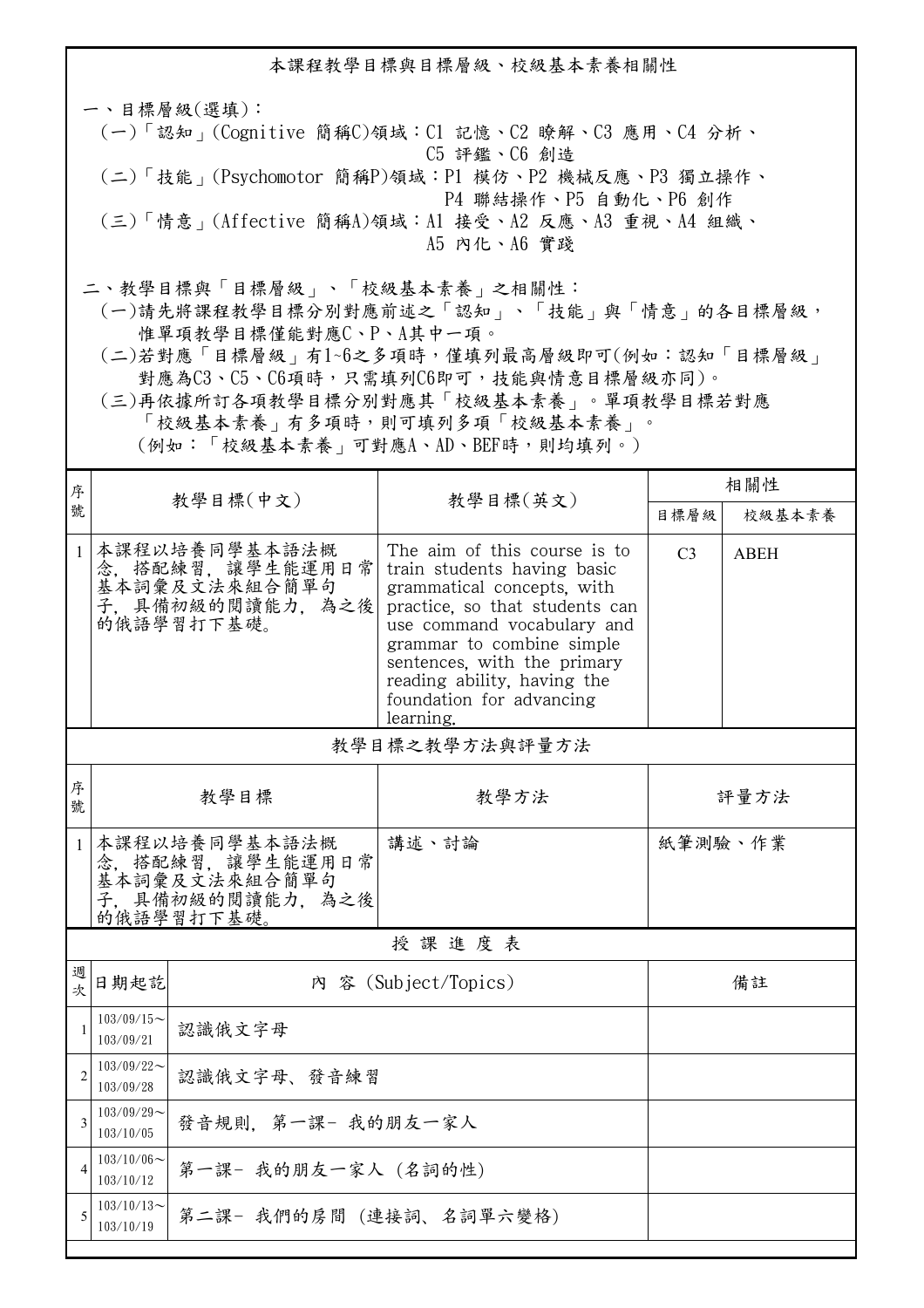## 本課程教學目標與目標層級、校級基本素養相關性

一、目標層級(選填)：

(一)「認知」(Cognitive 簡稱C)領域：C1 記憶、C2 瞭解、C3 應用、C4 分析、C5 評鑑、C6 創造

(二)「技能」(Psychomotor 簡稱P)領域：P1 模仿、P2 機械反應、P3 獨立操作、P4 聯結操作、P5 自動化、P6 創作

(三)「情意」(Affective 簡稱A)領域：A1 接受、A2 反應、A3 重視、A4 組織、A5 內化、A6 實踐

二、教學目標與「目標層級」、「校級基本素養」之相關性：

(一)請先將課程教學目標分別對應前述之「認知」、「技能」與「情意」的各目標層級，惟單項教學目標僅能對應C、P、A其中一項。

(二)若對應「目標層級」有1~6之多項時，僅填列最高層級即可(例如：認知「目標層級」對應為C3、C5、C6項時，只需填列C6即可，技能與情意目標層級亦同)。

(三)再依據所訂各項教學目標分別對應其「校級基本素養」。單項教學目標若對應「校級基本素養」有多項時，則可填列多項「校級基本素養」。(例如：「校級基本素養」可對應A、AD、BEF時，則均填列。)

| 序號 | 教學目標(中文) | 教學目標(英文) | 相關性 | |
|---|---|---|---|---|
| | | | 目標層級 | 校級基本素養 |
| 1 | 本課程以培養同學基本語法概念，搭配練習，讓學生能運用日常基本詞彙及文法來組合簡單句子，具備初級的閱讀能力，為之後的俄語學習打下基礎。 | The aim of this course is to train students having basic grammatical concepts, with practice, so that students can use command vocabulary and grammar to combine simple sentences, with the primary reading ability, having the foundation for advancing learning. | C3 | ABEH |

## 教學目標之教學方法與評量方法

| 序號 | 教學目標 | 教學方法 | 評量方法 |
|---|---|---|---|
| 1 | 本課程以培養同學基本語法概念，搭配練習，讓學生能運用日常基本詞彙及文法來組合簡單句子，具備初級的閱讀能力，為之後的俄語學習打下基礎。 | 講述、討論 | 紙筆測驗、作業 |

## 授 課 進 度 表

| 週次 | 日期起訖 | 內 容 (Subject/Topics) | 備註 |
|---|---|---|---|
| 1 | 103/09/15~103/09/21 | 認識俄文字母 | |
| 2 | 103/09/22~103/09/28 | 認識俄文字母、發音練習 | |
| 3 | 103/09/29~103/10/05 | 發音規則，第一課- 我的朋友一家人 | |
| 4 | 103/10/06~103/10/12 | 第一課- 我的朋友一家人 (名詞的性) | |
| 5 | 103/10/13~103/10/19 | 第二課- 我們的房間 (連接詞、名詞單六變格) | |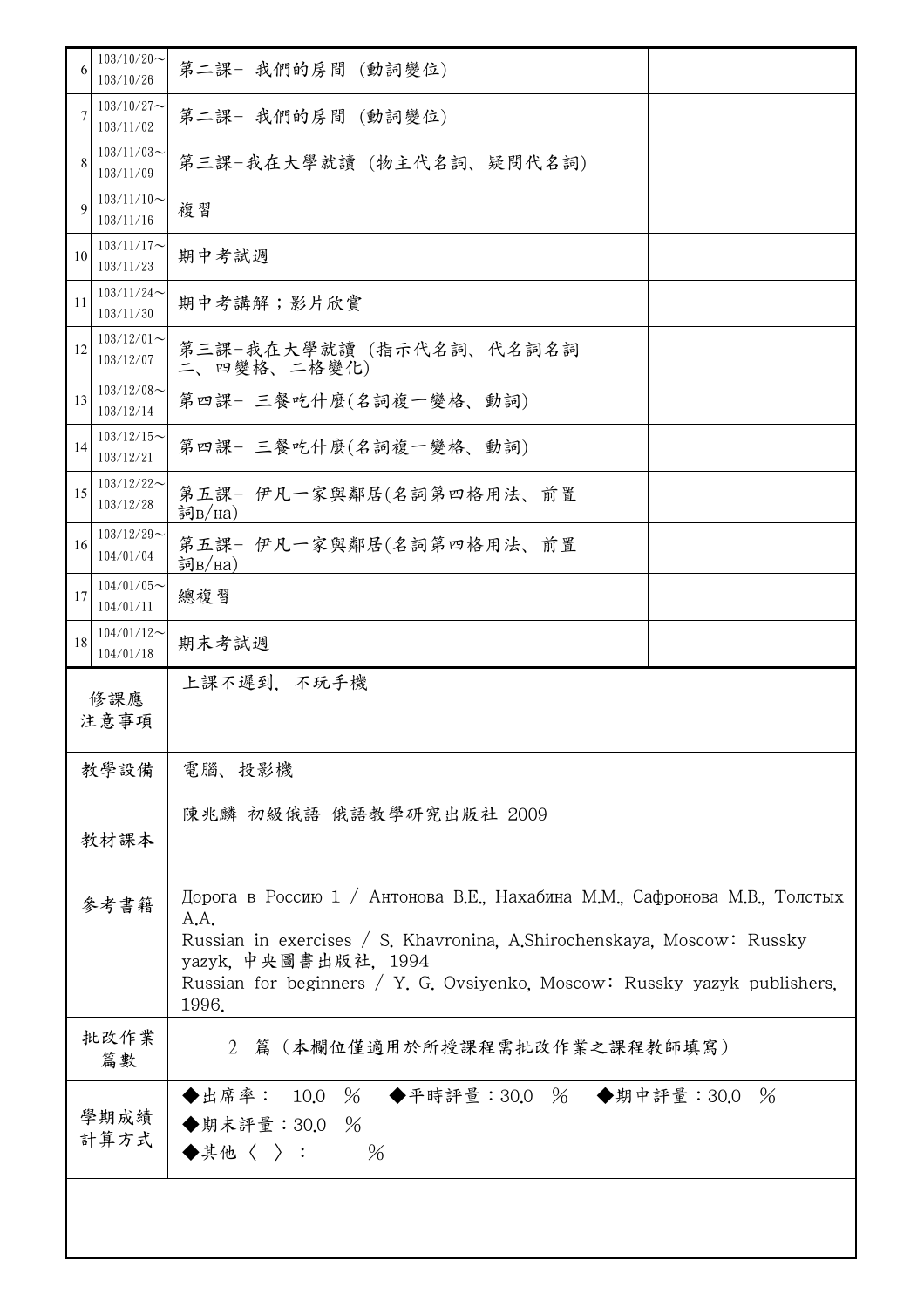| | | | |
|---|---|---|---|
| 6 | 103/10/20～103/10/26 | 第二課- 我們的房間 (動詞變位) | |
| 7 | 103/10/27～103/11/02 | 第二課- 我們的房間 (動詞變位) | |
| 8 | 103/11/03～103/11/09 | 第三課-我在大學就讀 (物主代名詞、疑問代名詞) | |
| 9 | 103/11/10～103/11/16 | 複習 | |
| 10 | 103/11/17～103/11/23 | 期中考試週 | |
| 11 | 103/11/24～103/11/30 | 期中考講解；影片欣賞 | |
| 12 | 103/12/01～103/12/07 | 第三課-我在大學就讀 (指示代名詞、代名詞名詞二、四變格、二格變化) | |
| 13 | 103/12/08～103/12/14 | 第四課- 三餐吃什麼(名詞複一變格、動詞) | |
| 14 | 103/12/15～103/12/21 | 第四課- 三餐吃什麼(名詞複一變格、動詞) | |
| 15 | 103/12/22～103/12/28 | 第五課- 伊凡一家與鄰居(名詞第四格用法、前置詞в/на) | |
| 16 | 103/12/29～104/01/04 | 第五課- 伊凡一家與鄰居(名詞第四格用法、前置詞в/на) | |
| 17 | 104/01/05～104/01/11 | 總複習 | |
| 18 | 104/01/12～104/01/18 | 期末考試週 | |

| | |
|---|---|
| 修課應注意事項 | 上課不遲到, 不玩手機 |
| 教學設備 | 電腦、投影機 |
| 教材課本 | 陳兆麟 初級俄語 俄語教學研究出版社 2009 |
| 參考書籍 | Дорога в Россию 1 / Антонова В.Е., Нахабина М.М., Сафронова М.В., Толстых А.А.<br>Russian in exercises / S. Khavronina, A.Shirochenskaya, Moscow: Russky yazyk, 中央圖書出版社, 1994<br>Russian for beginners / Y. G. Ovsiyenko, Moscow: Russky yazyk publishers, 1996. |
| 批改作業篇數 | 2 篇（本欄位僅適用於所授課程需批改作業之課程教師填寫） |
| 學期成績計算方式 | ◆出席率： 10.0 % ◆平時評量：30.0 % ◆期中評量：30.0 %<br>◆期末評量：30.0 %<br>◆其他〈 〉： % |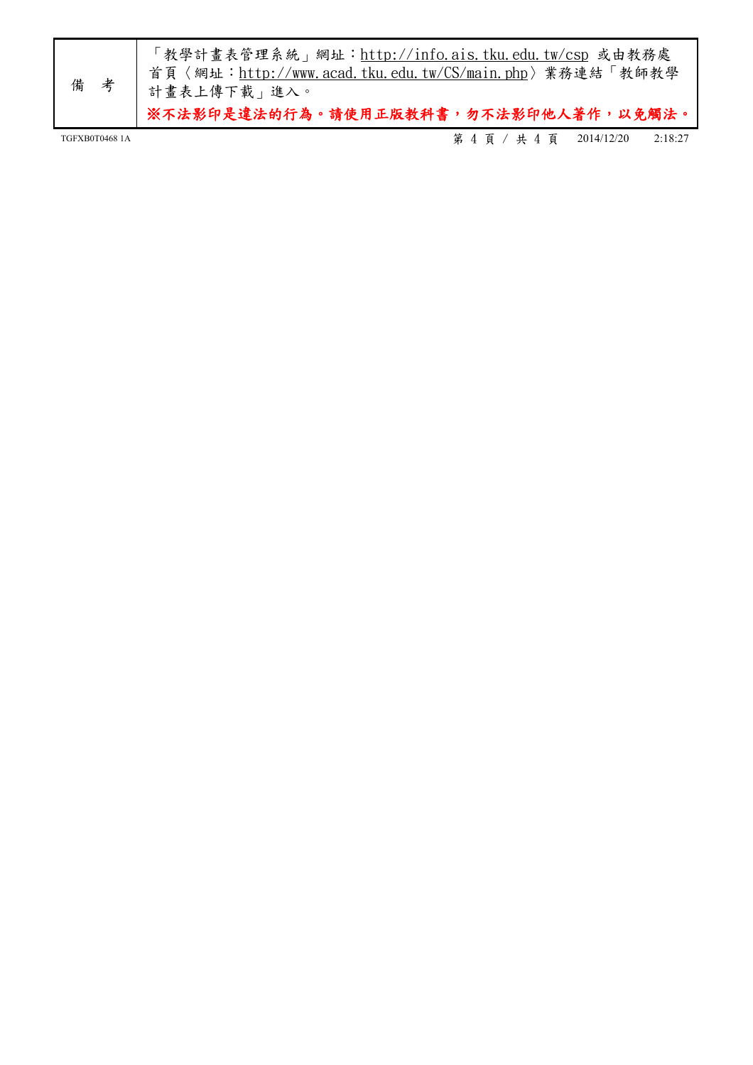| | |
|---|---|
| 備　考 | 「教學計畫表管理系統」網址：http://info.ais.tku.edu.tw/csp 或由教務處首頁〈網址：http://www.acad.tku.edu.tw/CS/main.php〉業務連結「教師教學計畫表上傳下載」進入。<br>**※不法影印是違法的行為。請使用正版教科書，勿不法影印他人著作，以免觸法。** |

TGFXB0T0468 1A　　2014/12/20　2:18:27